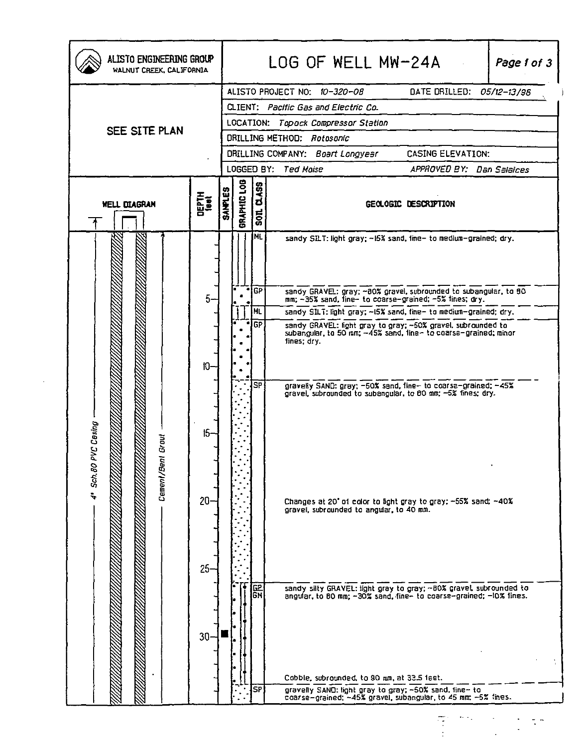# LOG OF WELL MW-24A

ALISTO ENGINEERING GROUP
WALNUT CREEK, CALIFORNIA

SEE SITE PLAN

| | |
|---|---|
| ALISTO PROJECT NO: 10-320-08 | DATE DRILLED: 05/12-13/98 |
| CLIENT: Pacific Gas and Electric Co. | |
| LOCATION: Topock Compressor Station | |
| DRILLING METHOD: Rotosonic | |
| DRILLING COMPANY: Boart Longyear | CASING ELEVATION: |
| LOGGED BY: Ted Moise | APPROVED BY: Dan Salaices |

WELL DIAGRAM: 4" Sch.80 PVC Casing; Cement/Bent Grout

| DEPTH (feet) | SAMPLES | SOIL CLASS | GEOLOGIC DESCRIPTION |
|---|---|---|---|
| 0 | | ML | sandy SILT: light gray; ~15% sand, fine- to medium-grained; dry. |
| ~4 | | GP | sandy GRAVEL: gray; ~80% gravel, subrounded to subangular, to 80 mm; ~35% sand, fine- to coarse-grained; ~5% fines; dry. |
| ~5.5 | | ML | sandy SILT: light gray; ~15% sand, fine- to medium-grained; dry. |
| ~6.5 | | GP | sandy GRAVEL: light gray to gray; ~50% gravel, subrounded to subangular, to 50 mm; ~45% sand, fine- to coarse-grained; minor fines; dry. |
| ~11 | | SP | gravelly SAND: gray; ~50% sand, fine- to coarse-grained; ~45% gravel, subrounded to subangular, to 80 mm; ~5% fines; dry. |
| 20 | | | Changes at 20' of color to light gray to gray; ~55% sand; ~40% gravel, subrounded to angular, to 40 mm. |
| ~26 | | GP GM | sandy silty GRAVEL: light gray to gray; ~80% gravel, subrounded to angular, to 80 mm; ~30% sand, fine- to coarse-grained; ~10% fines. |
| 30 | ■ | | |
| 33.5 | | | Cobble, subrounded, to 90 mm, at 33.5 feet. |
| ~34 | | SP | gravelly SAND: light gray to gray; ~50% sand, fine- to coarse-grained; ~45% gravel, subangular, to 45 mm; ~5% fines. |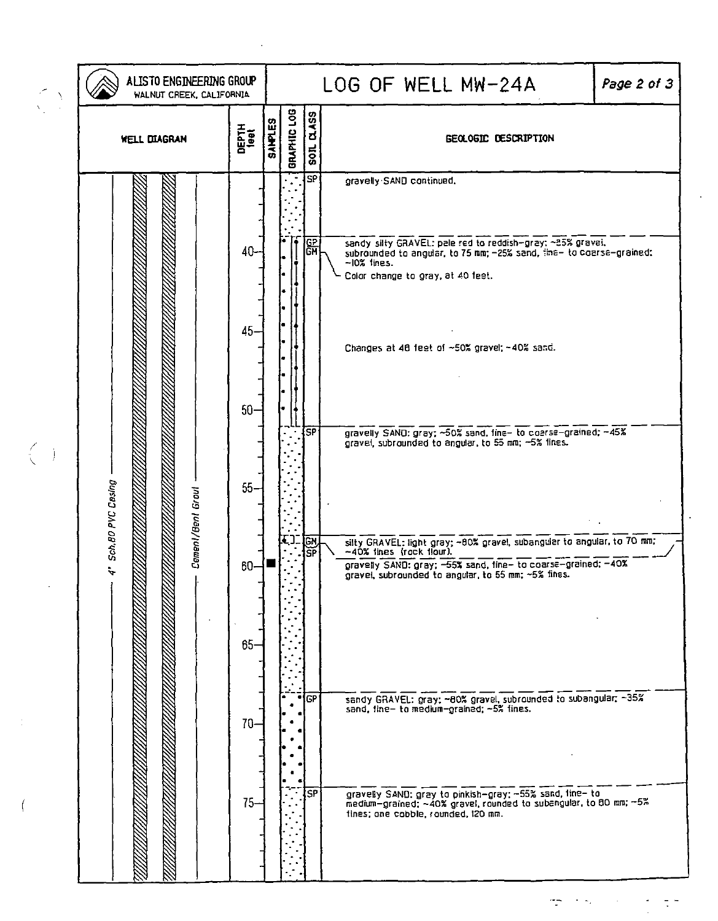# ALISTO ENGINEERING GROUP
WALNUT CREEK, CALIFORNIA

## LOG OF WELL MW-24A

| WELL DIAGRAM | DEPTH feet | SAMPLES | GRAPHIC LOG | SOIL CLASS | GEOLOGIC DESCRIPTION |
|---|---|---|---|---|---|
| 4" Sch.80 PVC Casing; Cement/Bent Grout | | | | SP | gravelly SAND continued. |
| | 40 | | | GP GM | sandy silty GRAVEL: pale red to reddish-gray; ~25% gravel, subrounded to angular, to 75 mm; ~25% sand, fine- to coarse-grained; ~10% fines. Color change to gray, at 40 feet. |
| | 45 | | | | Changes at 48 feet of ~50% gravel; ~40% sand. |
| | 50 | | | SP | gravelly SAND: gray; ~50% sand, fine- to coarse-grained; ~45% gravel, subrounded to angular, to 55 mm; ~5% fines. |
| | 55 | | | GM | silty GRAVEL: light gray; ~80% gravel, subangular to angular, to 70 mm; ~40% fines (rock flour). |
| | 60 | ■ | | SP | gravelly SAND: gray; ~55% sand, fine- to coarse-grained; ~40% gravel, subrounded to angular, to 55 mm; ~5% fines. |
| | 65 | | | | |
| | 70 | | | GP | sandy GRAVEL: gray; ~80% gravel, subrounded to subangular; ~35% sand, fine- to medium-grained; ~5% fines. |
| | 75 | | | SP | gravelly SAND: gray to pinkish-gray; ~55% sand, fine- to medium-grained; ~40% gravel, rounded to subangular, to 80 mm; ~5% fines; one cobble, rounded, 120 mm. |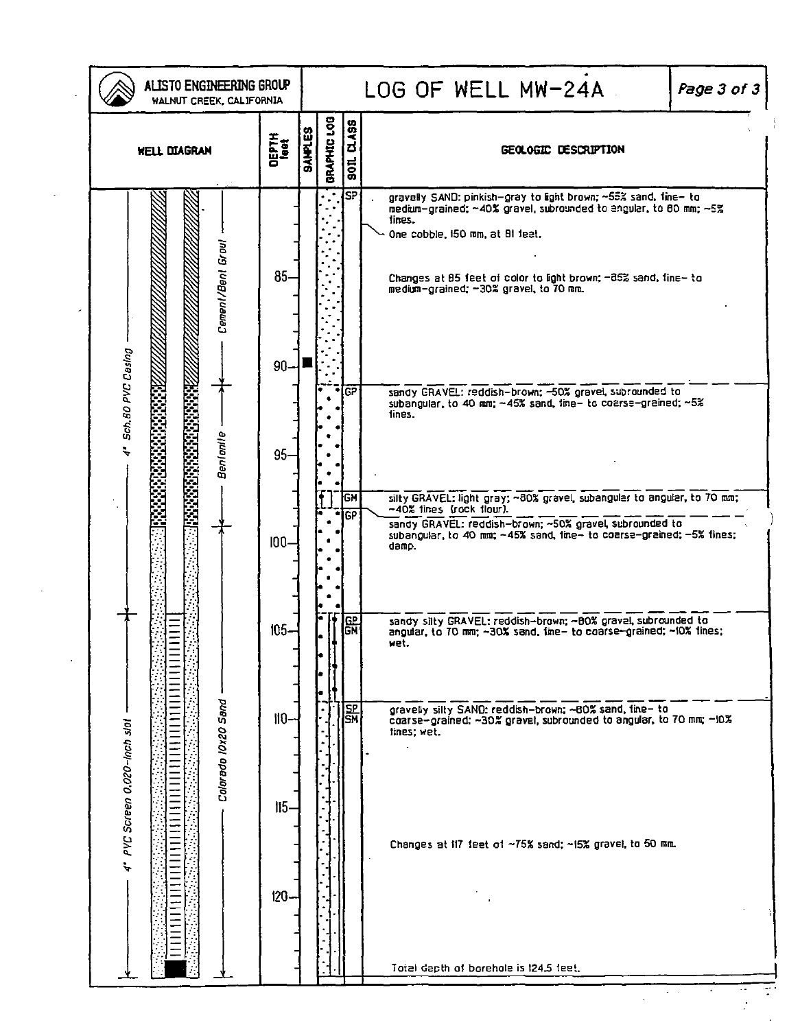# ALISTO ENGINEERING GROUP
WALNUT CREEK, CALIFORNIA

# LOG OF WELL MW-24A

| WELL DIAGRAM | DEPTH feet | SAMPLES | GRAPHIC LOG | SOIL CLASS | GEOLOGIC DESCRIPTION |
|---|---|---|---|---|---|
| Cement/Bent Grout | | | | SP | gravelly SAND: pinkish-gray to light brown; ~55% sand, fine- to medium-grained; ~40% gravel, subrounded to angular, to 80 mm; ~5% fines. |
| | | | | | One cobble, 150 mm, at 81 feet. |
| | 85 | | | | Changes at 85 feet of color to light brown; ~65% sand, fine- to medium-grained; ~30% gravel, to 70 mm. |
| | 90 | ■ | | | |
| Bentonite | | | | GP | sandy GRAVEL: reddish-brown; ~50% gravel, subrounded to subangular, to 40 mm; ~45% sand, fine- to coarse-grained; ~5% fines. |
| | 95 | | | | |
| | | | | GM | silty GRAVEL: light gray; ~60% gravel, subangular to angular, to 70 mm; ~40% fines (rock flour). |
| Colorado 10x20 Sand | | | | GP | sandy GRAVEL: reddish-brown; ~50% gravel, subrounded to subangular, to 40 mm; ~45% sand, fine- to coarse-grained; ~5% fines; damp. |
| | 100 | | | | |
| | 105 | | | GP/GM | sandy silty GRAVEL: reddish-brown; ~60% gravel, subrounded to angular, to 70 mm; ~30% sand, fine- to coarse-grained; ~10% fines; wet. |
| | 110 | | | SP/SM | gravelly silty SAND: reddish-brown; ~60% sand, fine- to coarse-grained; ~30% gravel, subrounded to angular, to 70 mm; ~10% fines; wet. |
| | 115 | | | | |
| | | | | | Changes at 117 feet of ~75% sand; ~15% gravel, to 50 mm. |
| | 120 | | | | |
| | | | | | Total depth of borehole is 124.5 feet. |

Well diagram labels: 4" Sch.80 PVC Casing; 4" PVC Screen 0.020-inch slot; Cement/Bent Grout; Bentonite; Colorado 10x20 Sand